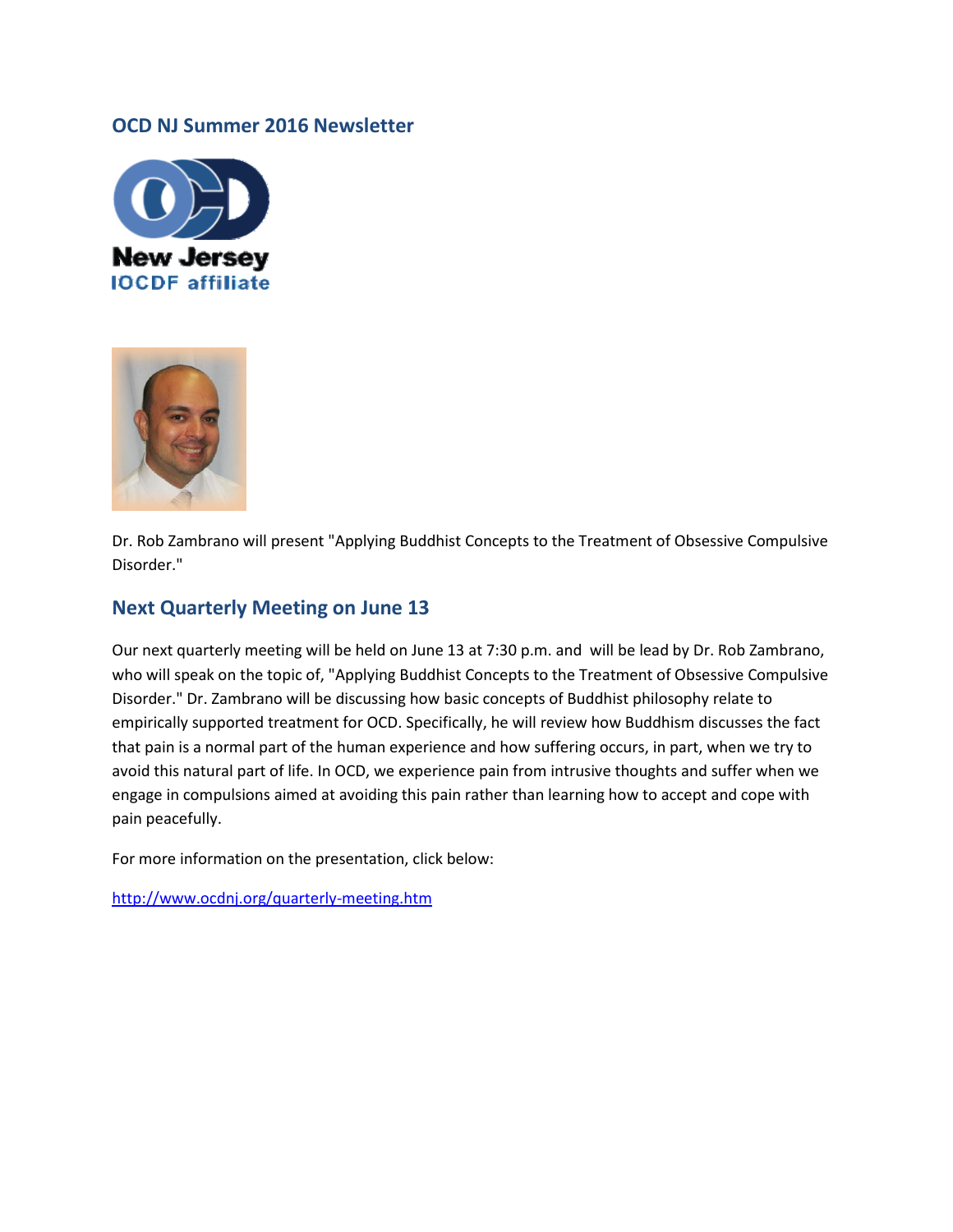## OCD NJ Summer 2016 Newsletter

Dr. Rob Zambrano will present "Applying Buddhist Concepts to the Treatment of Obsessive Compulsive Disorder."

## Next Quarterly Meeting on June 13

Our next quarterly meeting will be held on June 13 at 7:30 p.m. and will be lead by Dr. Rob Zambrano, who will speak on the topic of, "Applying Buddhist Concepts to the Treatment of Obsessive Compulsive Disorder." Dr. Zambrano will be discussing how basic concepts of Buddhist philosophy relate to empirically supported treatment for OCD. Specifically, he will review how Buddhism discusses the fact that pain is a normal part of the human experience and how suffering occurs, in part, when we try to avoid this natural part of life. In OCD, we experience pain from intrusive thoughts and suffer when we engage in compulsions aimed at avoiding this pain rather than learning how to accept and cope with pain peacefully.

For more information on the presentation, click below:

http://www.ocdnj.org/quarterly-meeting.htm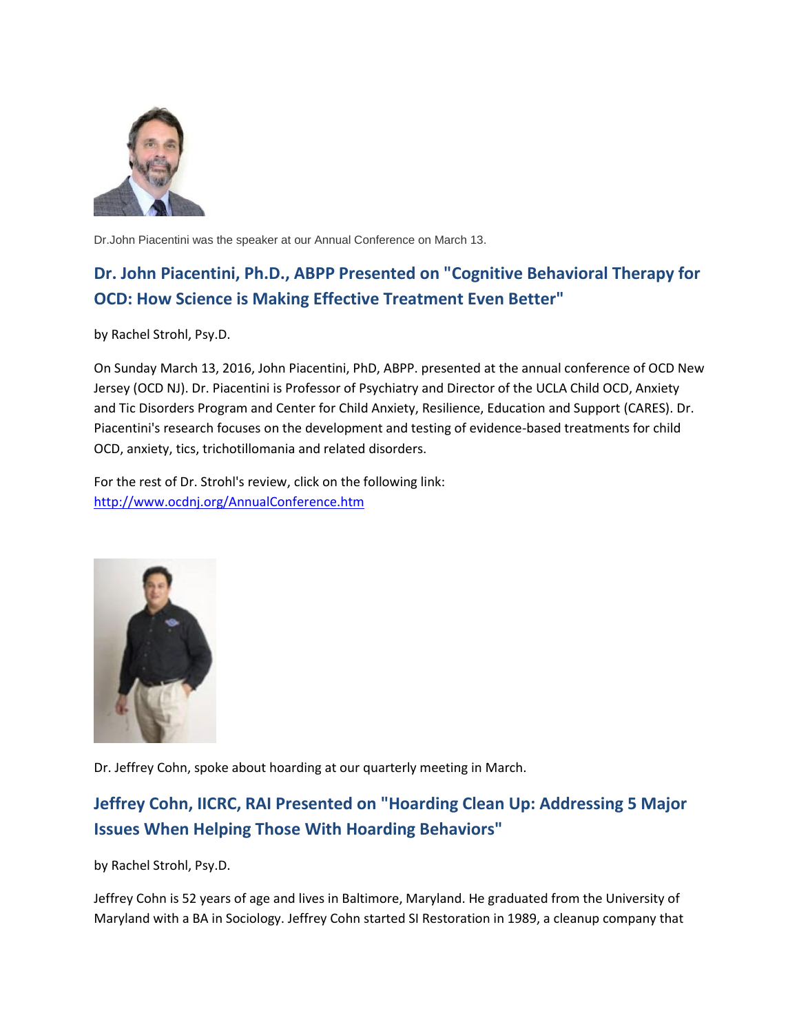Dr.John Piacentini was the speaker at our Annual Conference on March 13.

## Dr. John Piacentini, Ph.D., ABPP Presented on "Cognitive Behavioral Therapy for OCD: How Science is Making Effective Treatment Even Better"

by Rachel Strohl, Psy.D.

On Sunday March 13, 2016, John Piacentini, PhD, ABPP. presented at the annual conference of OCD New Jersey (OCD NJ). Dr. Piacentini is Professor of Psychiatry and Director of the UCLA Child OCD, Anxiety and Tic Disorders Program and Center for Child Anxiety, Resilience, Education and Support (CARES). Dr. Piacentini's research focuses on the development and testing of evidence-based treatments for child OCD, anxiety, tics, trichotillomania and related disorders.

For the rest of Dr. Strohl's review, click on the following link:
[http://www.ocdnj.org/AnnualConference.htm](http://www.ocdnj.org/AnnualConference.htm)

Dr. Jeffrey Cohn, spoke about hoarding at our quarterly meeting in March.

## Jeffrey Cohn, IICRC, RAI Presented on "Hoarding Clean Up: Addressing 5 Major Issues When Helping Those With Hoarding Behaviors"

by Rachel Strohl, Psy.D.

Jeffrey Cohn is 52 years of age and lives in Baltimore, Maryland. He graduated from the University of Maryland with a BA in Sociology. Jeffrey Cohn started SI Restoration in 1989, a cleanup company that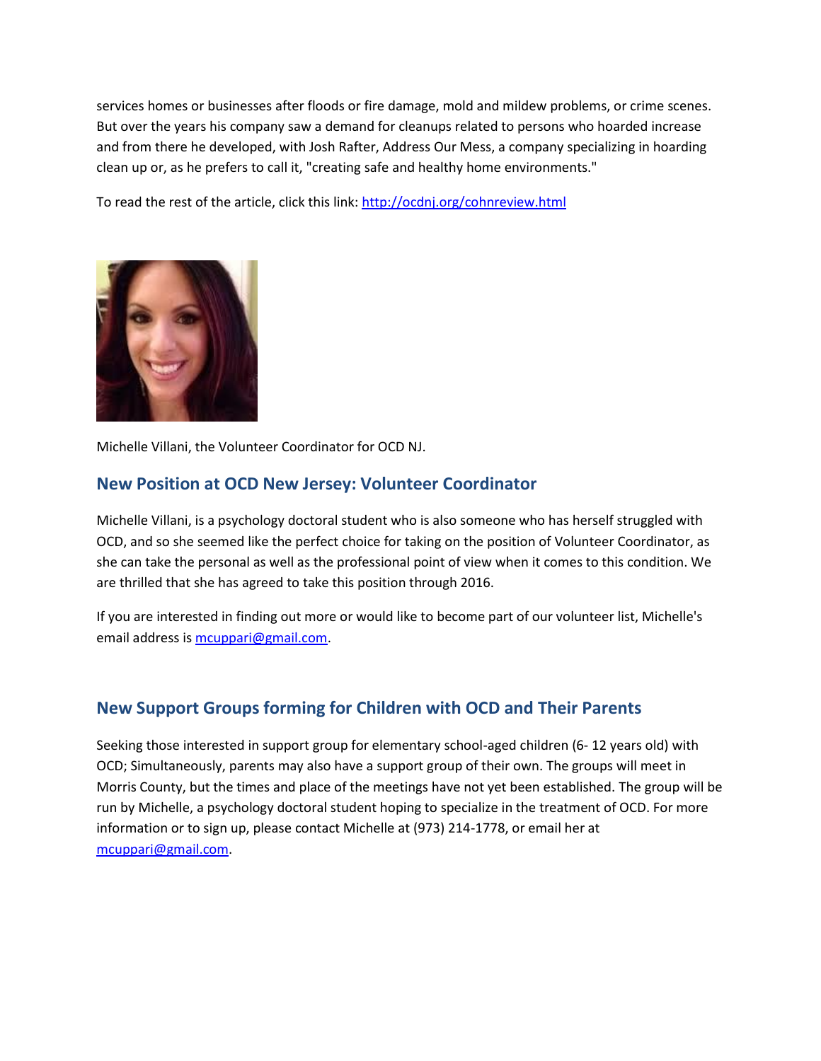services homes or businesses after floods or fire damage, mold and mildew problems, or crime scenes. But over the years his company saw a demand for cleanups related to persons who hoarded increase and from there he developed, with Josh Rafter, Address Our Mess, a company specializing in hoarding clean up or, as he prefers to call it, "creating safe and healthy home environments."

To read the rest of the article, click this link: http://ocdnj.org/cohnreview.html

Michelle Villani, the Volunteer Coordinator for OCD NJ.

## New Position at OCD New Jersey: Volunteer Coordinator

Michelle Villani, is a psychology doctoral student who is also someone who has herself struggled with OCD, and so she seemed like the perfect choice for taking on the position of Volunteer Coordinator, as she can take the personal as well as the professional point of view when it comes to this condition. We are thrilled that she has agreed to take this position through 2016.

If you are interested in finding out more or would like to become part of our volunteer list, Michelle's email address is mcuppari@gmail.com.

## New Support Groups forming for Children with OCD and Their Parents

Seeking those interested in support group for elementary school-aged children (6- 12 years old) with OCD; Simultaneously, parents may also have a support group of their own. The groups will meet in Morris County, but the times and place of the meetings have not yet been established. The group will be run by Michelle, a psychology doctoral student hoping to specialize in the treatment of OCD. For more information or to sign up, please contact Michelle at (973) 214-1778, or email her at mcuppari@gmail.com.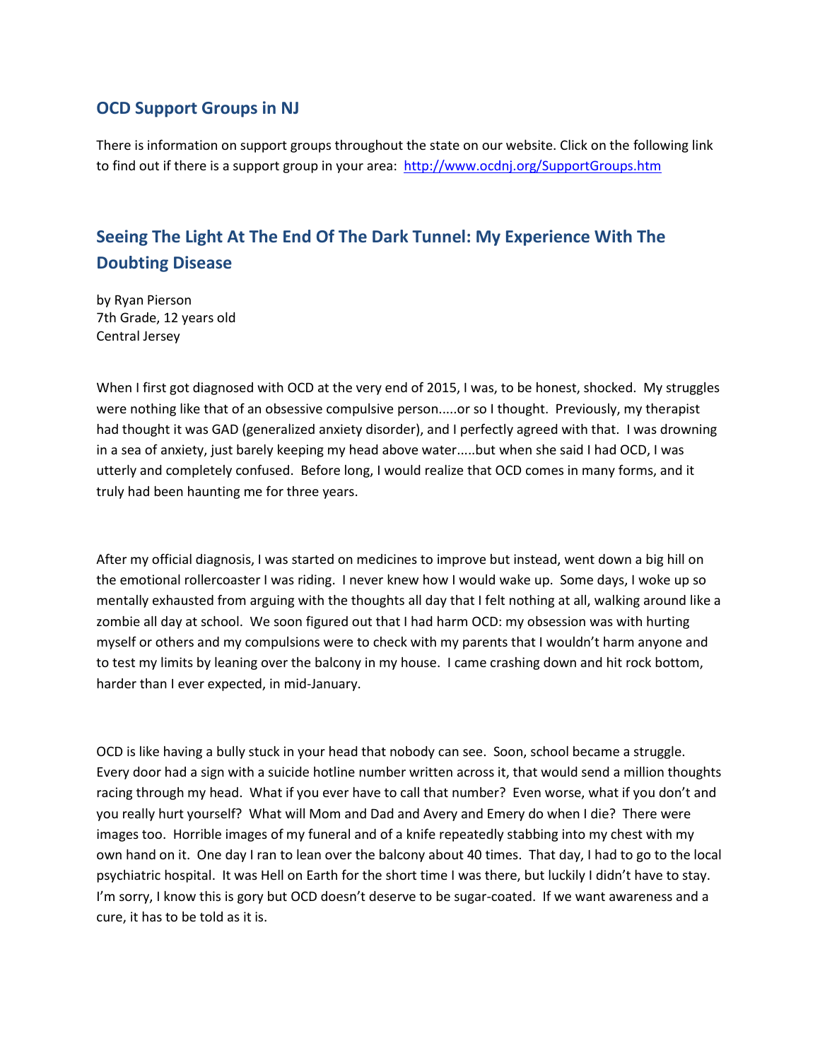## OCD Support Groups in NJ

There is information on support groups throughout the state on our website. Click on the following link to find out if there is a support group in your area: [http://www.ocdnj.org/SupportGroups.htm](http://www.ocdnj.org/SupportGroups.htm)

## Seeing The Light At The End Of The Dark Tunnel: My Experience With The Doubting Disease

by Ryan Pierson
7th Grade, 12 years old
Central Jersey

When I first got diagnosed with OCD at the very end of 2015, I was, to be honest, shocked. My struggles were nothing like that of an obsessive compulsive person.....or so I thought. Previously, my therapist had thought it was GAD (generalized anxiety disorder), and I perfectly agreed with that. I was drowning in a sea of anxiety, just barely keeping my head above water.....but when she said I had OCD, I was utterly and completely confused. Before long, I would realize that OCD comes in many forms, and it truly had been haunting me for three years.

After my official diagnosis, I was started on medicines to improve but instead, went down a big hill on the emotional rollercoaster I was riding. I never knew how I would wake up. Some days, I woke up so mentally exhausted from arguing with the thoughts all day that I felt nothing at all, walking around like a zombie all day at school. We soon figured out that I had harm OCD: my obsession was with hurting myself or others and my compulsions were to check with my parents that I wouldn't harm anyone and to test my limits by leaning over the balcony in my house. I came crashing down and hit rock bottom, harder than I ever expected, in mid-January.

OCD is like having a bully stuck in your head that nobody can see. Soon, school became a struggle. Every door had a sign with a suicide hotline number written across it, that would send a million thoughts racing through my head. What if you ever have to call that number? Even worse, what if you don't and you really hurt yourself? What will Mom and Dad and Avery and Emery do when I die? There were images too. Horrible images of my funeral and of a knife repeatedly stabbing into my chest with my own hand on it. One day I ran to lean over the balcony about 40 times. That day, I had to go to the local psychiatric hospital. It was Hell on Earth for the short time I was there, but luckily I didn't have to stay. I'm sorry, I know this is gory but OCD doesn't deserve to be sugar-coated. If we want awareness and a cure, it has to be told as it is.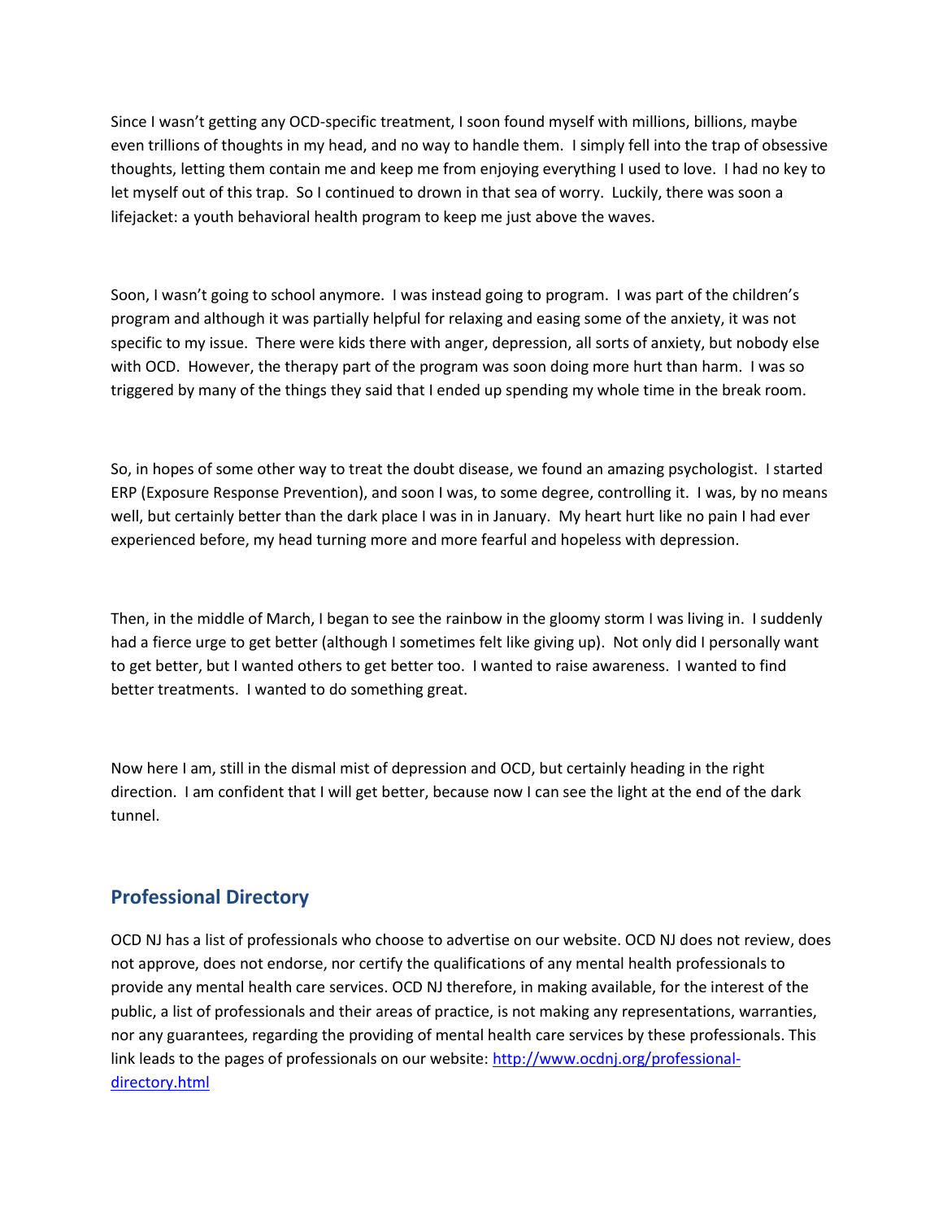Since I wasn't getting any OCD-specific treatment, I soon found myself with millions, billions, maybe even trillions of thoughts in my head, and no way to handle them. I simply fell into the trap of obsessive thoughts, letting them contain me and keep me from enjoying everything I used to love. I had no key to let myself out of this trap. So I continued to drown in that sea of worry. Luckily, there was soon a lifejacket: a youth behavioral health program to keep me just above the waves.

Soon, I wasn't going to school anymore. I was instead going to program. I was part of the children's program and although it was partially helpful for relaxing and easing some of the anxiety, it was not specific to my issue. There were kids there with anger, depression, all sorts of anxiety, but nobody else with OCD. However, the therapy part of the program was soon doing more hurt than harm. I was so triggered by many of the things they said that I ended up spending my whole time in the break room.

So, in hopes of some other way to treat the doubt disease, we found an amazing psychologist. I started ERP (Exposure Response Prevention), and soon I was, to some degree, controlling it. I was, by no means well, but certainly better than the dark place I was in in January. My heart hurt like no pain I had ever experienced before, my head turning more and more fearful and hopeless with depression.

Then, in the middle of March, I began to see the rainbow in the gloomy storm I was living in. I suddenly had a fierce urge to get better (although I sometimes felt like giving up). Not only did I personally want to get better, but I wanted others to get better too. I wanted to raise awareness. I wanted to find better treatments. I wanted to do something great.

Now here I am, still in the dismal mist of depression and OCD, but certainly heading in the right direction. I am confident that I will get better, because now I can see the light at the end of the dark tunnel.

## Professional Directory

OCD NJ has a list of professionals who choose to advertise on our website. OCD NJ does not review, does not approve, does not endorse, nor certify the qualifications of any mental health professionals to provide any mental health care services. OCD NJ therefore, in making available, for the interest of the public, a list of professionals and their areas of practice, is not making any representations, warranties, nor any guarantees, regarding the providing of mental health care services by these professionals. This link leads to the pages of professionals on our website: [http://www.ocdnj.org/professional-directory.html](http://www.ocdnj.org/professional-directory.html)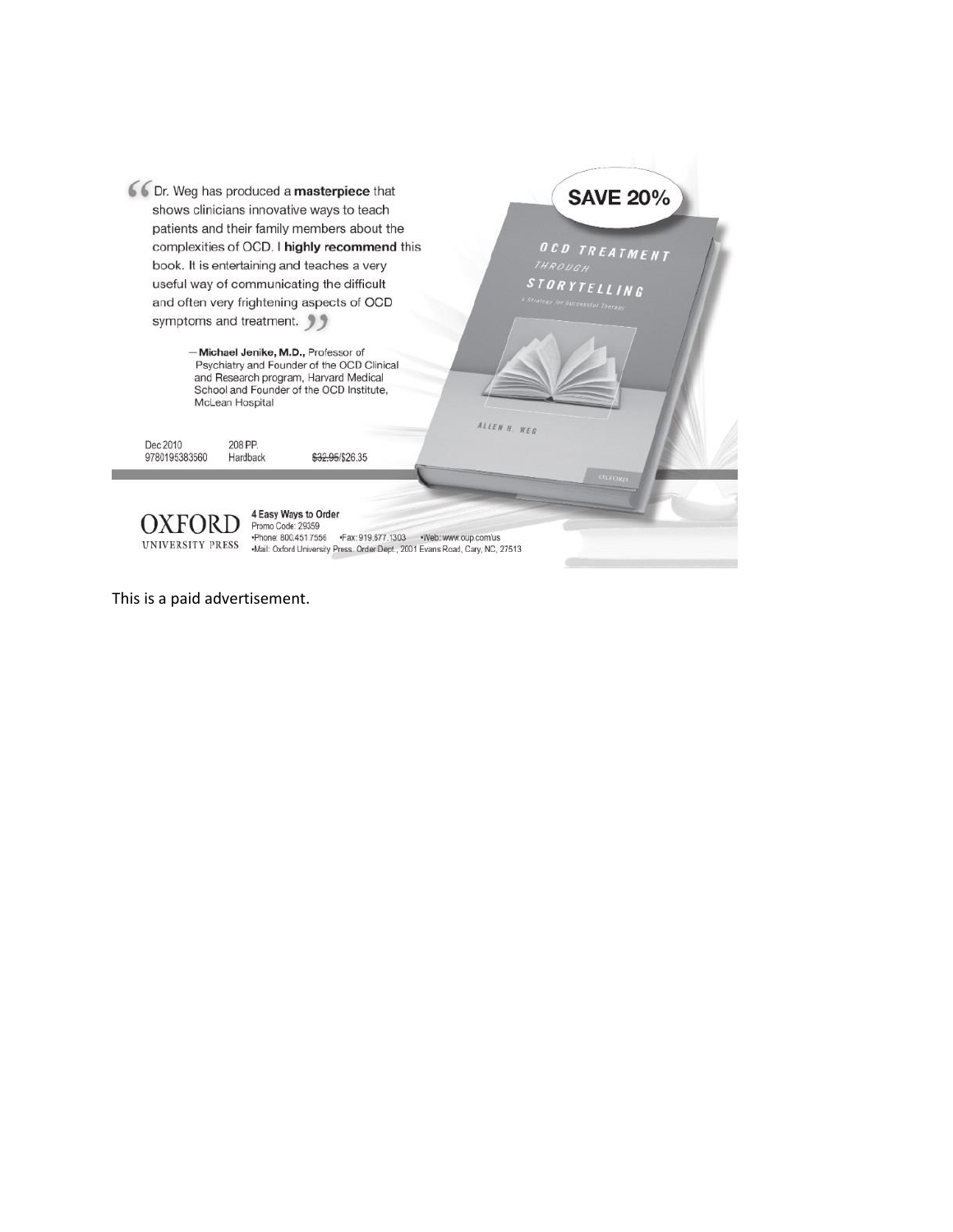"Dr. Weg has produced a **masterpiece** that shows clinicians innovative ways to teach patients and their family members about the complexities of OCD. I **highly recommend** this book. It is entertaining and teaches a very useful way of communicating the difficult and often very frightening aspects of OCD symptoms and treatment."

— **Michael Jenike, M.D.,** Professor of Psychiatry and Founder of the OCD Clinical and Research program, Harvard Medical School and Founder of the OCD Institute, McLean Hospital

**SAVE 20%**

OCD TREATMENT THROUGH STORYTELLING

A Strategy for Successful Therapy

ALLEN H. WEG

| | | |
|---|---|---|
| Dec 2010 | 208 PP. | |
| 9780195383560 | Hardback | ~~$32.95~~/$26.35 |

OXFORD UNIVERSITY PRESS

**4 Easy Ways to Order**

Promo Code: 29359

•Phone: 800.451.7556 •Fax: 919.677.1303 •Web: www.oup.com/us

•Mail: Oxford University Press, Order Dept., 2001 Evans Road, Cary, NC, 27513

This is a paid advertisement.